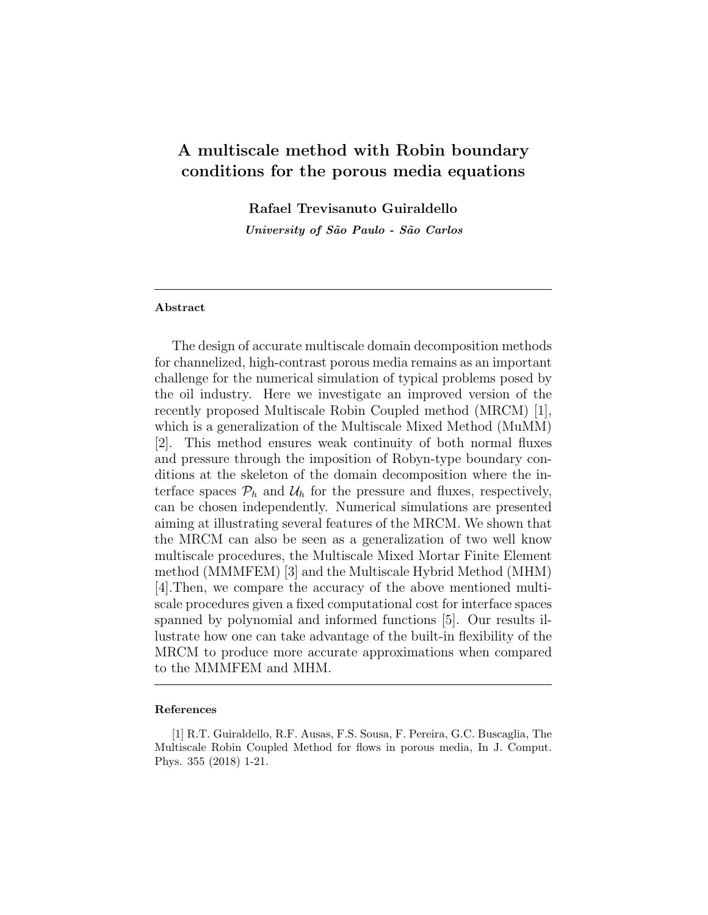# A multiscale method with Robin boundary conditions for the porous media equations

**Rafael Trevisanuto Guiraldello**

***University of São Paulo - São Carlos***

---

**Abstract**

The design of accurate multiscale domain decomposition methods for channelized, high-contrast porous media remains as an important challenge for the numerical simulation of typical problems posed by the oil industry. Here we investigate an improved version of the recently proposed Multiscale Robin Coupled method (MRCM) [1], which is a generalization of the Multiscale Mixed Method (MuMM) [2]. This method ensures weak continuity of both normal fluxes and pressure through the imposition of Robyn-type boundary conditions at the skeleton of the domain decomposition where the interface spaces $\mathcal{P}_h$ and $\mathcal{U}_h$ for the pressure and fluxes, respectively, can be chosen independently. Numerical simulations are presented aiming at illustrating several features of the MRCM. We shown that the MRCM can also be seen as a generalization of two well know multiscale procedures, the Multiscale Mixed Mortar Finite Element method (MMMFEM) [3] and the Multiscale Hybrid Method (MHM) [4].Then, we compare the accuracy of the above mentioned multiscale procedures given a fixed computational cost for interface spaces spanned by polynomial and informed functions [5]. Our results illustrate how one can take advantage of the built-in flexibility of the MRCM to produce more accurate approximations when compared to the MMMFEM and MHM.

---

**References**

[1] R.T. Guiraldello, R.F. Ausas, F.S. Sousa, F. Pereira, G.C. Buscaglia, The Multiscale Robin Coupled Method for flows in porous media, In J. Comput. Phys. 355 (2018) 1-21.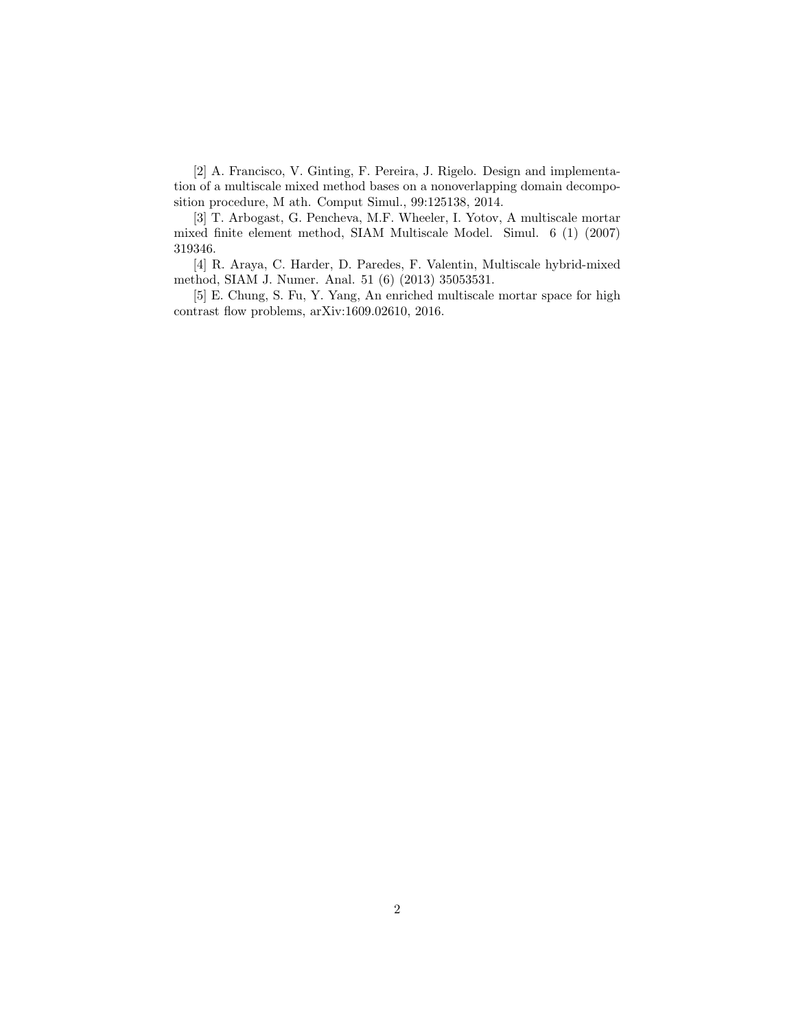[2] A. Francisco, V. Ginting, F. Pereira, J. Rigelo. Design and implementation of a multiscale mixed method bases on a nonoverlapping domain decomposition procedure, M ath. Comput Simul., 99:125138, 2014.

[3] T. Arbogast, G. Pencheva, M.F. Wheeler, I. Yotov, A multiscale mortar mixed finite element method, SIAM Multiscale Model. Simul. 6 (1) (2007) 319346.

[4] R. Araya, C. Harder, D. Paredes, F. Valentin, Multiscale hybrid-mixed method, SIAM J. Numer. Anal. 51 (6) (2013) 35053531.

[5] E. Chung, S. Fu, Y. Yang, An enriched multiscale mortar space for high contrast flow problems, arXiv:1609.02610, 2016.